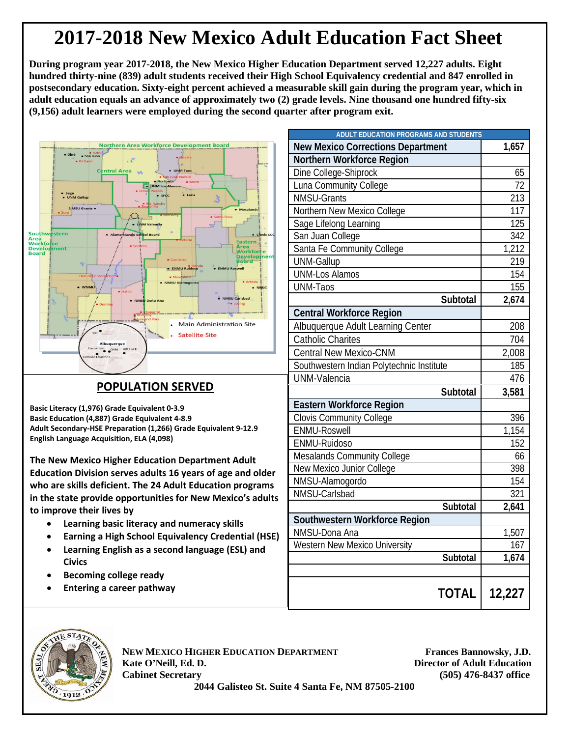# 2017-2018 New Mexico Adult Education Fact Sheet

**During program year 2017-2018, the New Mexico Higher Education Department served 12,227 adults. Eight hundred thirty-nine (839) adult students received their High School Equivalency credential and 847 enrolled in postsecondary education. Sixty-eight percent achieved a measurable skill gain during the program year, which in adult education equals an advance of approximately two (2) grade levels. Nine thousand one hundred fifty-six (9,156) adult learners were employed during the second quarter after program exit.**

## POPULATION SERVED

**Basic Literacy (1,976) Grade Equivalent 0-3.9**
**Basic Education (4,887) Grade Equivalent 4-8.9**
**Adult Secondary-HSE Preparation (1,266) Grade Equivalent 9-12.9**
**English Language Acquisition, ELA (4,098)**

**The New Mexico Higher Education Department Adult Education Division serves adults 16 years of age and older who are skills deficient. The 24 Adult Education programs in the state provide opportunities for New Mexico's adults to improve their lives by**

- **Learning basic literacy and numeracy skills**
- **Earning a High School Equivalency Credential (HSE)**
- **Learning English as a second language (ESL) and Civics**
- **Becoming college ready**
- **Entering a career pathway**

| ADULT EDUCATION PROGRAMS AND STUDENTS | |
|---|---|
| **New Mexico Corrections Department** | **1,657** |
| **Northern Workforce Region** | |
| Dine College-Shiprock | 65 |
| Luna Community College | 72 |
| NMSU-Grants | 213 |
| Northern New Mexico College | 117 |
| Sage Lifelong Learning | 125 |
| San Juan College | 342 |
| Santa Fe Community College | 1,212 |
| UNM-Gallup | 219 |
| UNM-Los Alamos | 154 |
| UNM-Taos | 155 |
| **Subtotal** | **2,674** |
| **Central Workforce Region** | |
| Albuquerque Adult Learning Center | 208 |
| Catholic Charites | 704 |
| Central New Mexico-CNM | 2,008 |
| Southwestern Indian Polytechnic Institute | 185 |
| UNM-Valencia | 476 |
| **Subtotal** | **3,581** |
| **Eastern Workforce Region** | |
| Clovis Community College | 396 |
| ENMU-Roswell | 1,154 |
| ENMU-Ruidoso | 152 |
| Mesalands Community College | 66 |
| New Mexico Junior College | 398 |
| NMSU-Alamogordo | 154 |
| NMSU-Carlsbad | 321 |
| **Subtotal** | **2,641** |
| **Southwestern Workforce Region** | |
| NMSU-Dona Ana | 1,507 |
| Western New Mexico University | 167 |
| **Subtotal** | **1,674** |
| | |
| **TOTAL** | **12,227** |

**NEW MEXICO HIGHER EDUCATION DEPARTMENT**
**Kate O'Neill, Ed. D.**
**Cabinet Secretary**

**Frances Bannowsky, J.D.**
**Director of Adult Education**
**(505) 476-8437 office**

**2044 Galisteo St. Suite 4 Santa Fe, NM 87505-2100**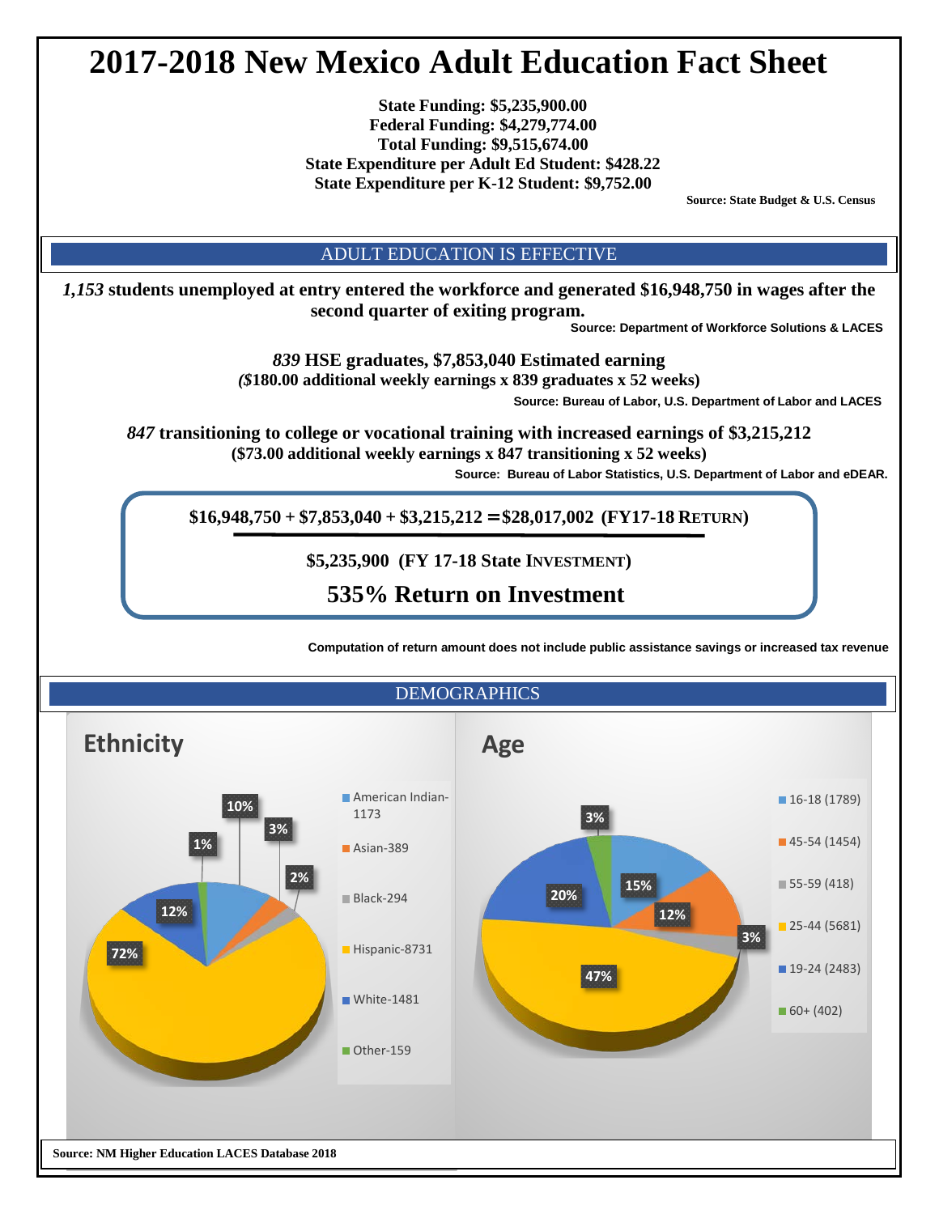# 2017-2018 New Mexico Adult Education Fact Sheet

**State Funding: $5,235,900.00**
**Federal Funding: $4,279,774.00**
**Total Funding: $9,515,674.00**
**State Expenditure per Adult Ed Student: $428.22**
**State Expenditure per K-12 Student: $9,752.00**

**Source: State Budget & U.S. Census**

## ADULT EDUCATION IS EFFECTIVE

***1,153*** **students unemployed at entry entered the workforce and generated $16,948,750 in wages after the second quarter of exiting program.**

**Source: Department of Workforce Solutions & LACES**

***839*** **HSE graduates, $7,853,040 Estimated earning**
**(*$*180.00 additional weekly earnings x 839 graduates x 52 weeks)**

**Source: Bureau of Labor, U.S. Department of Labor and LACES**

***847*** **transitioning to college or vocational training with increased earnings of $3,215,212**
**($73.00 additional weekly earnings x 847 transitioning x 52 weeks)**

**Source: Bureau of Labor Statistics, U.S. Department of Labor and eDEAR.**

**$16,948,750 + $7,853,040 + $3,215,212 = $28,017,002 (FY17-18 RETURN)**

**$5,235,900 (FY 17-18 State INVESTMENT)**

**535% Return on Investment**

**Computation of return amount does not include public assistance savings or increased tax revenue**

## DEMOGRAPHICS

**Ethnicity**

10%
3%
1%
2%
12%
72%

American Indian-1173
Asian-389
Black-294
Hispanic-8731
White-1481
Other-159

**Age**

3%
15%
20%
12%
3%
47%

16-18 (1789)
45-54 (1454)
55-59 (418)
25-44 (5681)
19-24 (2483)
60+ (402)

**Source: NM Higher Education LACES Database 2018**